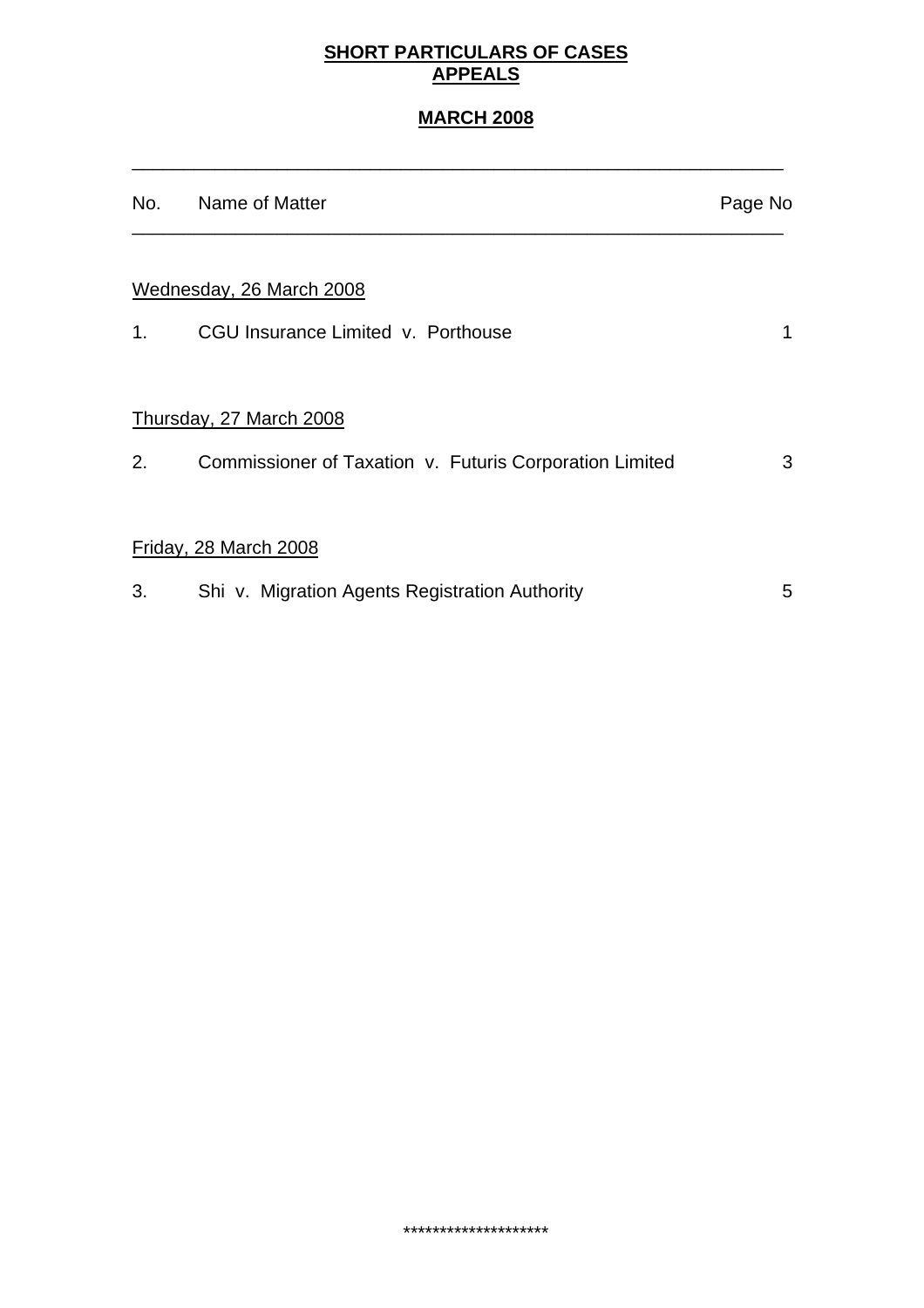**SHORT PARTICULARS OF CASES**
**APPEALS**

**MARCH 2008**

| No. | Name of Matter | Page No |
|---|---|---|
| | Wednesday, 26 March 2008 | |
| 1. | CGU Insurance Limited v. Porthouse | 1 |
| | Thursday, 27 March 2008 | |
| 2. | Commissioner of Taxation v. Futuris Corporation Limited | 3 |
| | Friday, 28 March 2008 | |
| 3. | Shi v. Migration Agents Registration Authority | 5 |

********************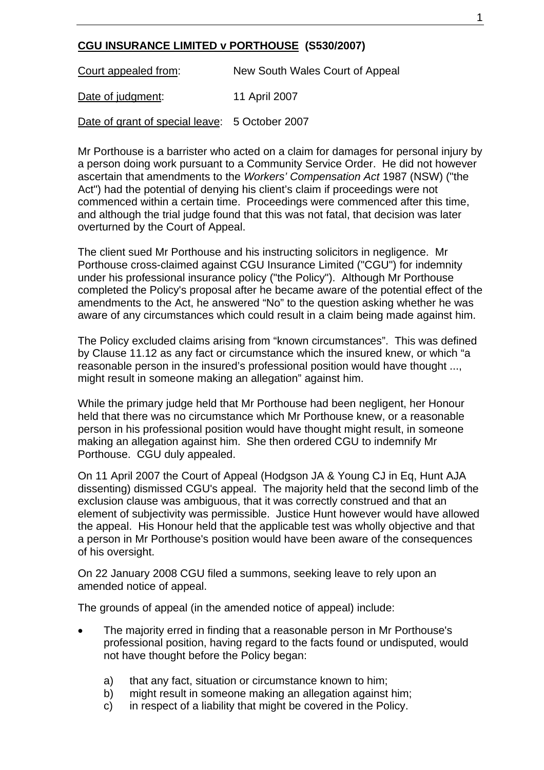**CGU INSURANCE LIMITED v PORTHOUSE (S530/2007)**

Court appealed from: New South Wales Court of Appeal

Date of judgment: 11 April 2007

Date of grant of special leave: 5 October 2007

Mr Porthouse is a barrister who acted on a claim for damages for personal injury by a person doing work pursuant to a Community Service Order. He did not however ascertain that amendments to the *Workers' Compensation Act* 1987 (NSW) ("the Act") had the potential of denying his client's claim if proceedings were not commenced within a certain time. Proceedings were commenced after this time, and although the trial judge found that this was not fatal, that decision was later overturned by the Court of Appeal.

The client sued Mr Porthouse and his instructing solicitors in negligence. Mr Porthouse cross-claimed against CGU Insurance Limited ("CGU") for indemnity under his professional insurance policy ("the Policy"). Although Mr Porthouse completed the Policy's proposal after he became aware of the potential effect of the amendments to the Act, he answered "No" to the question asking whether he was aware of any circumstances which could result in a claim being made against him.

The Policy excluded claims arising from "known circumstances". This was defined by Clause 11.12 as any fact or circumstance which the insured knew, or which "a reasonable person in the insured's professional position would have thought ..., might result in someone making an allegation" against him.

While the primary judge held that Mr Porthouse had been negligent, her Honour held that there was no circumstance which Mr Porthouse knew, or a reasonable person in his professional position would have thought might result, in someone making an allegation against him. She then ordered CGU to indemnify Mr Porthouse. CGU duly appealed.

On 11 April 2007 the Court of Appeal (Hodgson JA & Young CJ in Eq, Hunt AJA dissenting) dismissed CGU's appeal. The majority held that the second limb of the exclusion clause was ambiguous, that it was correctly construed and that an element of subjectivity was permissible. Justice Hunt however would have allowed the appeal. His Honour held that the applicable test was wholly objective and that a person in Mr Porthouse's position would have been aware of the consequences of his oversight.

On 22 January 2008 CGU filed a summons, seeking leave to rely upon an amended notice of appeal.

The grounds of appeal (in the amended notice of appeal) include:

- The majority erred in finding that a reasonable person in Mr Porthouse's professional position, having regard to the facts found or undisputed, would not have thought before the Policy began:

  a) that any fact, situation or circumstance known to him;
  b) might result in someone making an allegation against him;
  c) in respect of a liability that might be covered in the Policy.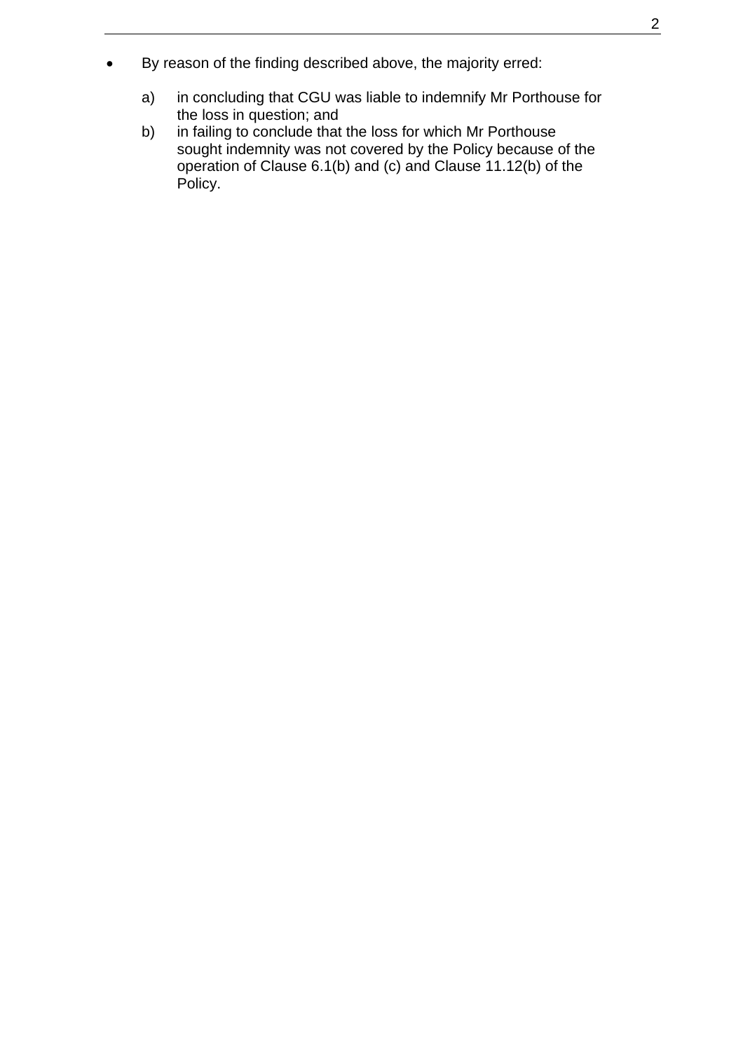- By reason of the finding described above, the majority erred:

  a) in concluding that CGU was liable to indemnify Mr Porthouse for the loss in question; and

  b) in failing to conclude that the loss for which Mr Porthouse sought indemnity was not covered by the Policy because of the operation of Clause 6.1(b) and (c) and Clause 11.12(b) of the Policy.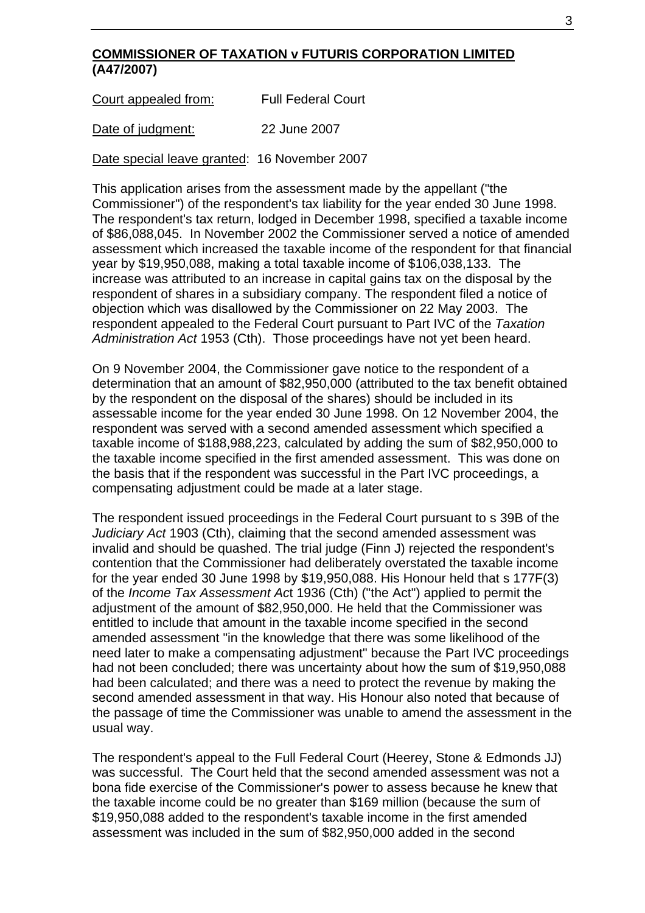**COMMISSIONER OF TAXATION v FUTURIS CORPORATION LIMITED (A47/2007)**

Court appealed from: Full Federal Court

Date of judgment: 22 June 2007

Date special leave granted: 16 November 2007

This application arises from the assessment made by the appellant ("the Commissioner") of the respondent's tax liability for the year ended 30 June 1998. The respondent's tax return, lodged in December 1998, specified a taxable income of $86,088,045. In November 2002 the Commissioner served a notice of amended assessment which increased the taxable income of the respondent for that financial year by $19,950,088, making a total taxable income of $106,038,133. The increase was attributed to an increase in capital gains tax on the disposal by the respondent of shares in a subsidiary company. The respondent filed a notice of objection which was disallowed by the Commissioner on 22 May 2003. The respondent appealed to the Federal Court pursuant to Part IVC of the *Taxation Administration Act* 1953 (Cth). Those proceedings have not yet been heard.

On 9 November 2004, the Commissioner gave notice to the respondent of a determination that an amount of $82,950,000 (attributed to the tax benefit obtained by the respondent on the disposal of the shares) should be included in its assessable income for the year ended 30 June 1998. On 12 November 2004, the respondent was served with a second amended assessment which specified a taxable income of $188,988,223, calculated by adding the sum of $82,950,000 to the taxable income specified in the first amended assessment. This was done on the basis that if the respondent was successful in the Part IVC proceedings, a compensating adjustment could be made at a later stage.

The respondent issued proceedings in the Federal Court pursuant to s 39B of the *Judiciary Act* 1903 (Cth), claiming that the second amended assessment was invalid and should be quashed. The trial judge (Finn J) rejected the respondent's contention that the Commissioner had deliberately overstated the taxable income for the year ended 30 June 1998 by $19,950,088. His Honour held that s 177F(3) of the *Income Tax Assessment Act* 1936 (Cth) ("the Act") applied to permit the adjustment of the amount of $82,950,000. He held that the Commissioner was entitled to include that amount in the taxable income specified in the second amended assessment "in the knowledge that there was some likelihood of the need later to make a compensating adjustment" because the Part IVC proceedings had not been concluded; there was uncertainty about how the sum of $19,950,088 had been calculated; and there was a need to protect the revenue by making the second amended assessment in that way. His Honour also noted that because of the passage of time the Commissioner was unable to amend the assessment in the usual way.

The respondent's appeal to the Full Federal Court (Heerey, Stone & Edmonds JJ) was successful. The Court held that the second amended assessment was not a bona fide exercise of the Commissioner's power to assess because he knew that the taxable income could be no greater than $169 million (because the sum of $19,950,088 added to the respondent's taxable income in the first amended assessment was included in the sum of $82,950,000 added in the second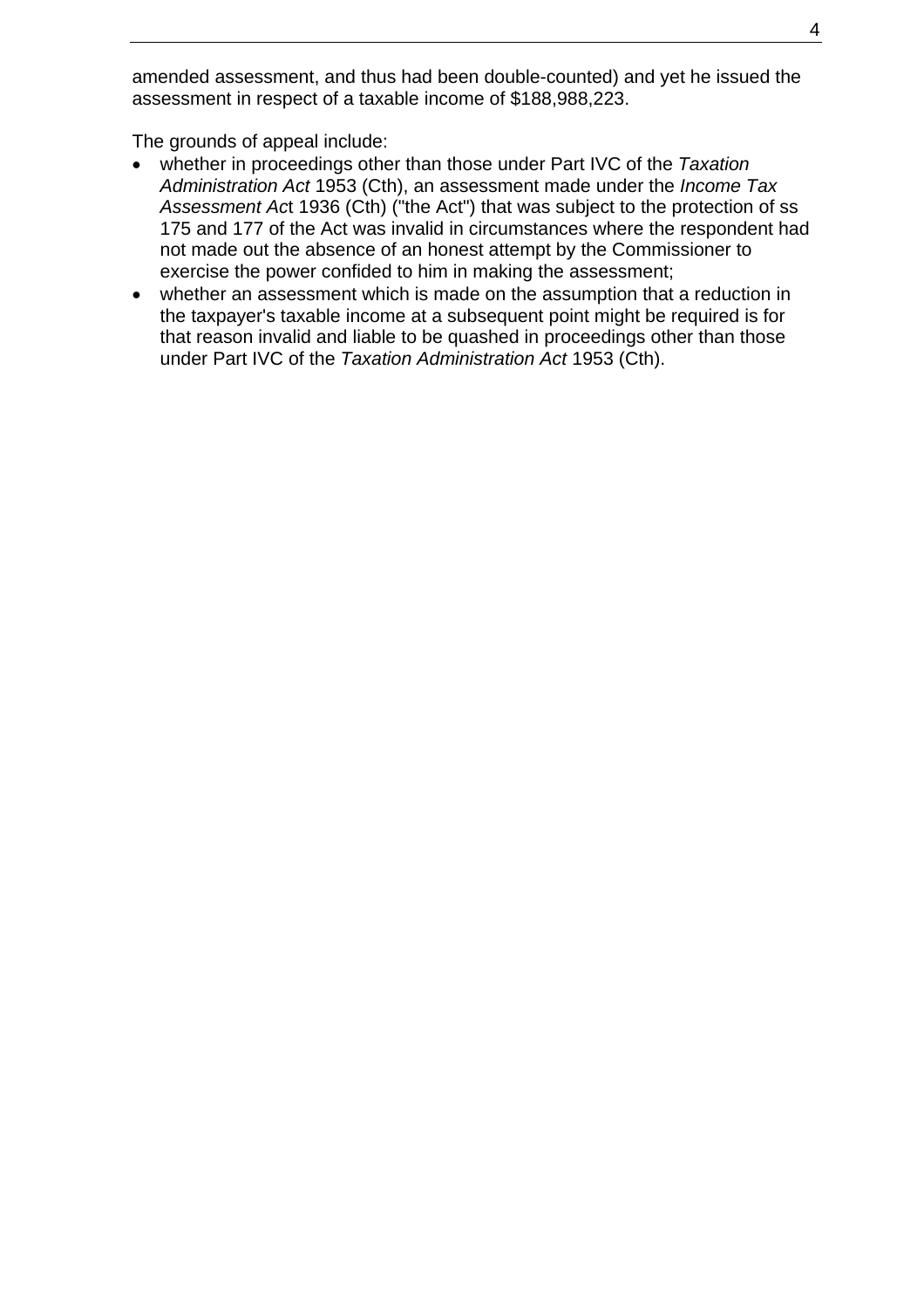amended assessment, and thus had been double-counted) and yet he issued the assessment in respect of a taxable income of $188,988,223.

The grounds of appeal include:

- whether in proceedings other than those under Part IVC of the *Taxation Administration Act* 1953 (Cth), an assessment made under the *Income Tax Assessment Ac*t 1936 (Cth) ("the Act") that was subject to the protection of ss 175 and 177 of the Act was invalid in circumstances where the respondent had not made out the absence of an honest attempt by the Commissioner to exercise the power confided to him in making the assessment;
- whether an assessment which is made on the assumption that a reduction in the taxpayer's taxable income at a subsequent point might be required is for that reason invalid and liable to be quashed in proceedings other than those under Part IVC of the *Taxation Administration Act* 1953 (Cth).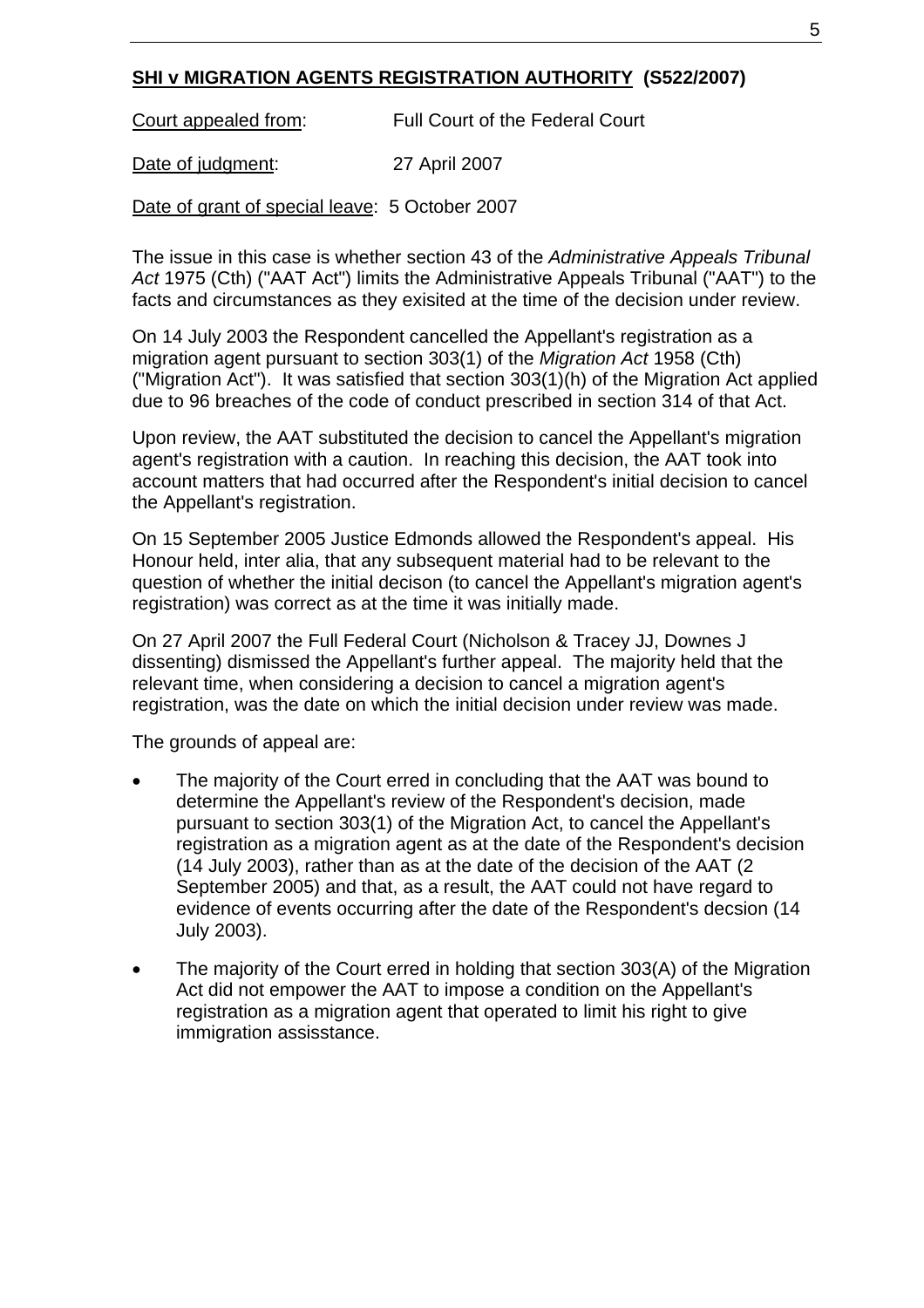**SHI v MIGRATION AGENTS REGISTRATION AUTHORITY (S522/2007)**

Court appealed from: Full Court of the Federal Court

Date of judgment: 27 April 2007

Date of grant of special leave: 5 October 2007

The issue in this case is whether section 43 of the *Administrative Appeals Tribunal Act* 1975 (Cth) ("AAT Act") limits the Administrative Appeals Tribunal ("AAT") to the facts and circumstances as they exisited at the time of the decision under review.

On 14 July 2003 the Respondent cancelled the Appellant's registration as a migration agent pursuant to section 303(1) of the *Migration Act* 1958 (Cth) ("Migration Act"). It was satisfied that section 303(1)(h) of the Migration Act applied due to 96 breaches of the code of conduct prescribed in section 314 of that Act.

Upon review, the AAT substituted the decision to cancel the Appellant's migration agent's registration with a caution. In reaching this decision, the AAT took into account matters that had occurred after the Respondent's initial decision to cancel the Appellant's registration.

On 15 September 2005 Justice Edmonds allowed the Respondent's appeal. His Honour held, inter alia, that any subsequent material had to be relevant to the question of whether the initial decison (to cancel the Appellant's migration agent's registration) was correct as at the time it was initially made.

On 27 April 2007 the Full Federal Court (Nicholson & Tracey JJ, Downes J dissenting) dismissed the Appellant's further appeal. The majority held that the relevant time, when considering a decision to cancel a migration agent's registration, was the date on which the initial decision under review was made.

The grounds of appeal are:

- The majority of the Court erred in concluding that the AAT was bound to determine the Appellant's review of the Respondent's decision, made pursuant to section 303(1) of the Migration Act, to cancel the Appellant's registration as a migration agent as at the date of the Respondent's decision (14 July 2003), rather than as at the date of the decision of the AAT (2 September 2005) and that, as a result, the AAT could not have regard to evidence of events occurring after the date of the Respondent's decsion (14 July 2003).
- The majority of the Court erred in holding that section 303(A) of the Migration Act did not empower the AAT to impose a condition on the Appellant's registration as a migration agent that operated to limit his right to give immigration assisstance.